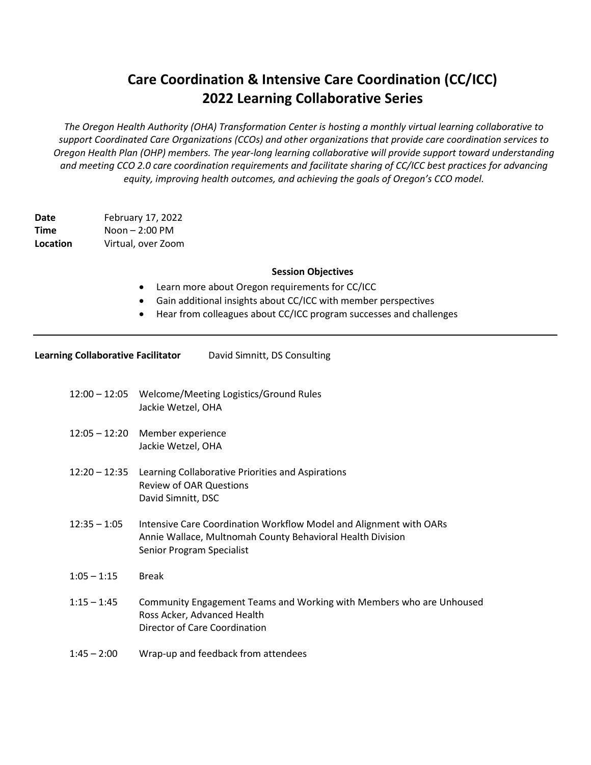# Care Coordination & Intensive Care Coordination (CC/ICC) 2022 Learning Collaborative Series

*The Oregon Health Authority (OHA) Transformation Center is hosting a monthly virtual learning collaborative to support Coordinated Care Organizations (CCOs) and other organizations that provide care coordination services to Oregon Health Plan (OHP) members. The year-long learning collaborative will provide support toward understanding and meeting CCO 2.0 care coordination requirements and facilitate sharing of CC/ICC best practices for advancing equity, improving health outcomes, and achieving the goals of Oregon's CCO model.*

**Date** February 17, 2022
**Time** Noon – 2:00 PM
**Location** Virtual, over Zoom

**Session Objectives**

- Learn more about Oregon requirements for CC/ICC
- Gain additional insights about CC/ICC with member perspectives
- Hear from colleagues about CC/ICC program successes and challenges

---

**Learning Collaborative Facilitator** David Simnitt, DS Consulting

| | |
|---|---|
| 12:00 – 12:05 | Welcome/Meeting Logistics/Ground Rules<br>Jackie Wetzel, OHA |
| 12:05 – 12:20 | Member experience<br>Jackie Wetzel, OHA |
| 12:20 – 12:35 | Learning Collaborative Priorities and Aspirations<br>Review of OAR Questions<br>David Simnitt, DSC |
| 12:35 – 1:05 | Intensive Care Coordination Workflow Model and Alignment with OARs<br>Annie Wallace, Multnomah County Behavioral Health Division<br>Senior Program Specialist |
| 1:05 – 1:15 | Break |
| 1:15 – 1:45 | Community Engagement Teams and Working with Members who are Unhoused<br>Ross Acker, Advanced Health<br>Director of Care Coordination |
| 1:45 – 2:00 | Wrap-up and feedback from attendees |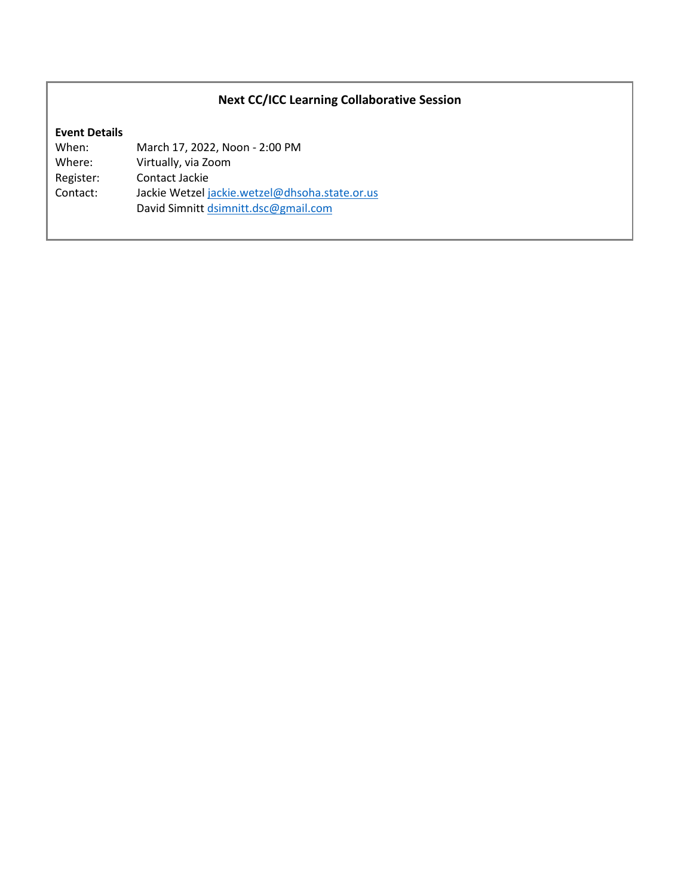## Next CC/ICC Learning Collaborative Session

**Event Details**

| | |
|---|---|
| When: | March 17, 2022, Noon - 2:00 PM |
| Where: | Virtually, via Zoom |
| Register: | Contact Jackie |
| Contact: | Jackie Wetzel jackie.wetzel@dhsoha.state.or.us |
| | David Simnitt dsimnitt.dsc@gmail.com |